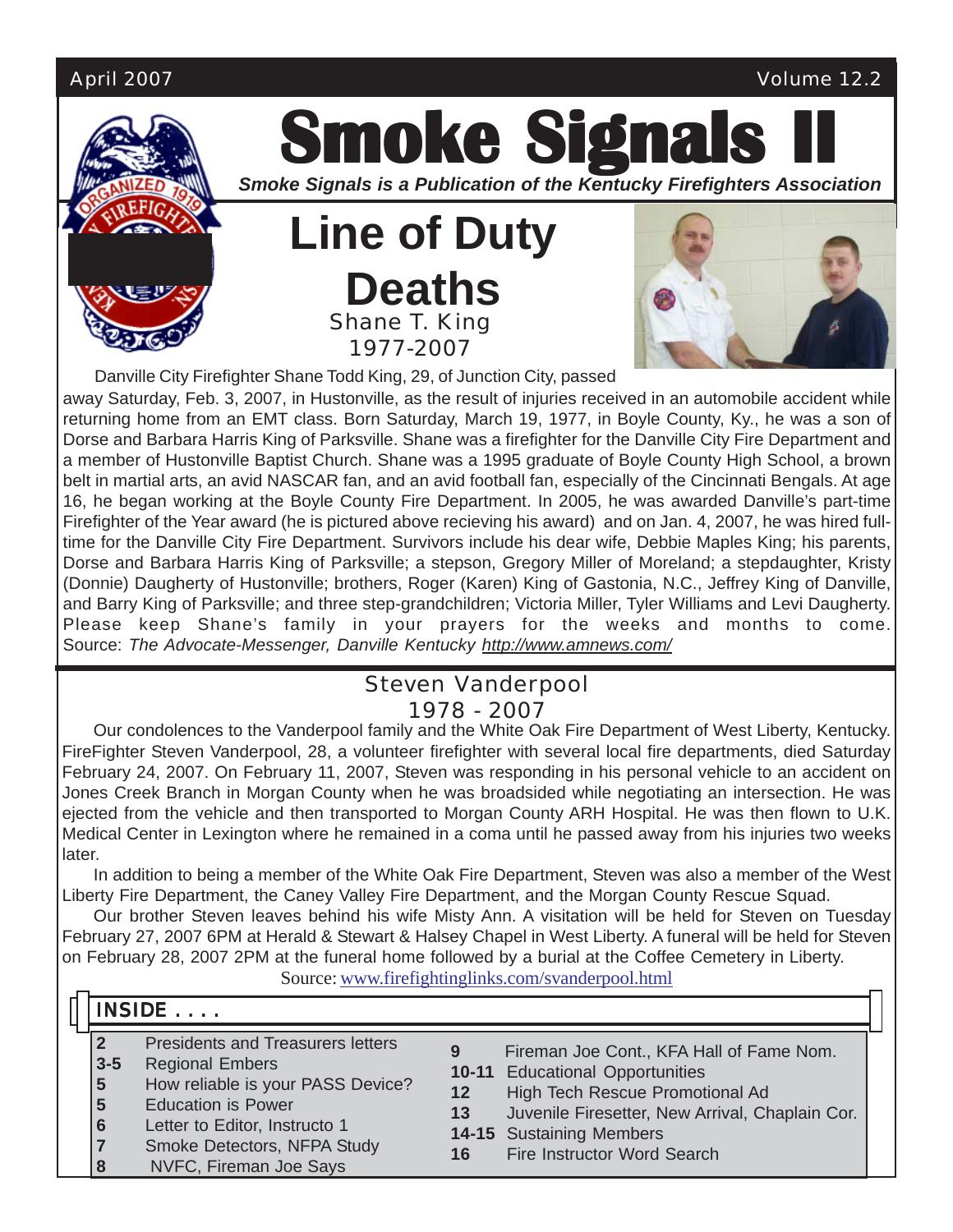April 2007 Volume 12.2

# Smoke Signals II

***Smoke Signals is a Publication of the Kentucky Firefighters Association***

# Line of Duty Deaths

## Shane T. King
## 1977-2007

Danville City Firefighter Shane Todd King, 29, of Junction City, passed away Saturday, Feb. 3, 2007, in Hustonville, as the result of injuries received in an automobile accident while returning home from an EMT class. Born Saturday, March 19, 1977, in Boyle County, Ky., he was a son of Dorse and Barbara Harris King of Parksville. Shane was a firefighter for the Danville City Fire Department and a member of Hustonville Baptist Church. Shane was a 1995 graduate of Boyle County High School, a brown belt in martial arts, an avid NASCAR fan, and an avid football fan, especially of the Cincinnati Bengals. At age 16, he began working at the Boyle County Fire Department. In 2005, he was awarded Danville's part-time Firefighter of the Year award (he is pictured above recieving his award) and on Jan. 4, 2007, he was hired full-time for the Danville City Fire Department. Survivors include his dear wife, Debbie Maples King; his parents, Dorse and Barbara Harris King of Parksville; a stepson, Gregory Miller of Moreland; a stepdaughter, Kristy (Donnie) Daugherty of Hustonville; brothers, Roger (Karen) King of Gastonia, N.C., Jeffrey King of Danville, and Barry King of Parksville; and three step-grandchildren; Victoria Miller, Tyler Williams and Levi Daugherty. Please keep Shane's family in your prayers for the weeks and months to come. Source: *The Advocate-Messenger, Danville Kentucky* http://www.amnews.com/

## Steven Vanderpool
## 1978 - 2007

Our condolences to the Vanderpool family and the White Oak Fire Department of West Liberty, Kentucky. FireFighter Steven Vanderpool, 28, a volunteer firefighter with several local fire departments, died Saturday February 24, 2007. On February 11, 2007, Steven was responding in his personal vehicle to an accident on Jones Creek Branch in Morgan County when he was broadsided while negotiating an intersection. He was ejected from the vehicle and then transported to Morgan County ARH Hospital. He was then flown to U.K. Medical Center in Lexington where he remained in a coma until he passed away from his injuries two weeks later.

In addition to being a member of the White Oak Fire Department, Steven was also a member of the West Liberty Fire Department, the Caney Valley Fire Department, and the Morgan County Rescue Squad.

Our brother Steven leaves behind his wife Misty Ann. A visitation will be held for Steven on Tuesday February 27, 2007 6PM at Herald & Stewart & Halsey Chapel in West Liberty. A funeral will be held for Steven on February 28, 2007 2PM at the funeral home followed by a burial at the Coffee Cemetery in Liberty.

Source: www.firefightinglinks.com/svanderpool.html

## INSIDE . . . .

- **2** Presidents and Treasurers letters
- **3-5** Regional Embers
- **5** How reliable is your PASS Device?
- **5** Education is Power
- **6** Letter to Editor, Instructo 1
- **7** Smoke Detectors, NFPA Study
- **8** NVFC, Fireman Joe Says
- **9** Fireman Joe Cont., KFA Hall of Fame Nom.
- **10-11** Educational Opportunities
- **12** High Tech Rescue Promotional Ad
- **13** Juvenile Firesetter, New Arrival, Chaplain Cor.
- **14-15** Sustaining Members
- **16** Fire Instructor Word Search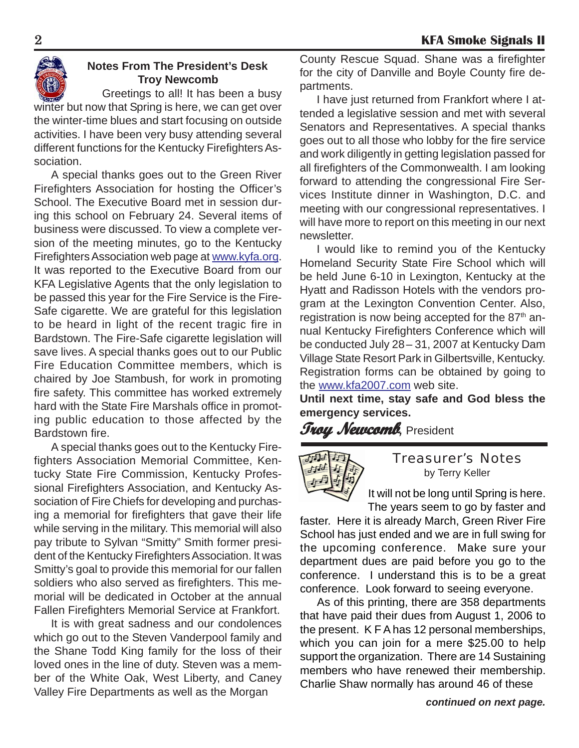## Notes From The President's Desk
### Troy Newcomb

Greetings to all! It has been a busy winter but now that Spring is here, we can get over the winter-time blues and start focusing on outside activities. I have been very busy attending several different functions for the Kentucky Firefighters Association.

A special thanks goes out to the Green River Firefighters Association for hosting the Officer's School. The Executive Board met in session during this school on February 24. Several items of business were discussed. To view a complete version of the meeting minutes, go to the Kentucky Firefighters Association web page at www.kyfa.org. It was reported to the Executive Board from our KFA Legislative Agents that the only legislation to be passed this year for the Fire Service is the Fire-Safe cigarette. We are grateful for this legislation to be heard in light of the recent tragic fire in Bardstown. The Fire-Safe cigarette legislation will save lives. A special thanks goes out to our Public Fire Education Committee members, which is chaired by Joe Stambush, for work in promoting fire safety. This committee has worked extremely hard with the State Fire Marshals office in promoting public education to those affected by the Bardstown fire.

A special thanks goes out to the Kentucky Firefighters Association Memorial Committee, Kentucky State Fire Commission, Kentucky Professional Firefighters Association, and Kentucky Association of Fire Chiefs for developing and purchasing a memorial for firefighters that gave their life while serving in the military. This memorial will also pay tribute to Sylvan "Smitty" Smith former president of the Kentucky Firefighters Association. It was Smitty's goal to provide this memorial for our fallen soldiers who also served as firefighters. This memorial will be dedicated in October at the annual Fallen Firefighters Memorial Service at Frankfort.

It is with great sadness and our condolences which go out to the Steven Vanderpool family and the Shane Todd King family for the loss of their loved ones in the line of duty. Steven was a member of the White Oak, West Liberty, and Caney Valley Fire Departments as well as the Morgan County Rescue Squad. Shane was a firefighter for the city of Danville and Boyle County fire departments.

I have just returned from Frankfort where I attended a legislative session and met with several Senators and Representatives. A special thanks goes out to all those who lobby for the fire service and work diligently in getting legislation passed for all firefighters of the Commonwealth. I am looking forward to attending the congressional Fire Services Institute dinner in Washington, D.C. and meeting with our congressional representatives. I will have more to report on this meeting in our next newsletter.

I would like to remind you of the Kentucky Homeland Security State Fire School which will be held June 6-10 in Lexington, Kentucky at the Hyatt and Radisson Hotels with the vendors program at the Lexington Convention Center. Also, registration is now being accepted for the 87th annual Kentucky Firefighters Conference which will be conducted July 28 – 31, 2007 at Kentucky Dam Village State Resort Park in Gilbertsville, Kentucky. Registration forms can be obtained by going to the www.kfa2007.com web site.

**Until next time, stay safe and God bless the emergency services.**

*Troy Newcomb*, President

## Treasurer's Notes
by Terry Keller

It will not be long until Spring is here. The years seem to go by faster and faster. Here it is already March, Green River Fire School has just ended and we are in full swing for the upcoming conference. Make sure your department dues are paid before you go to the conference. I understand this is to be a great conference. Look forward to seeing everyone.

As of this printing, there are 358 departments that have paid their dues from August 1, 2006 to the present. K F A has 12 personal memberships, which you can join for a mere $25.00 to help support the organization. There are 14 Sustaining members who have renewed their membership. Charlie Shaw normally has around 46 of these

***continued on next page.***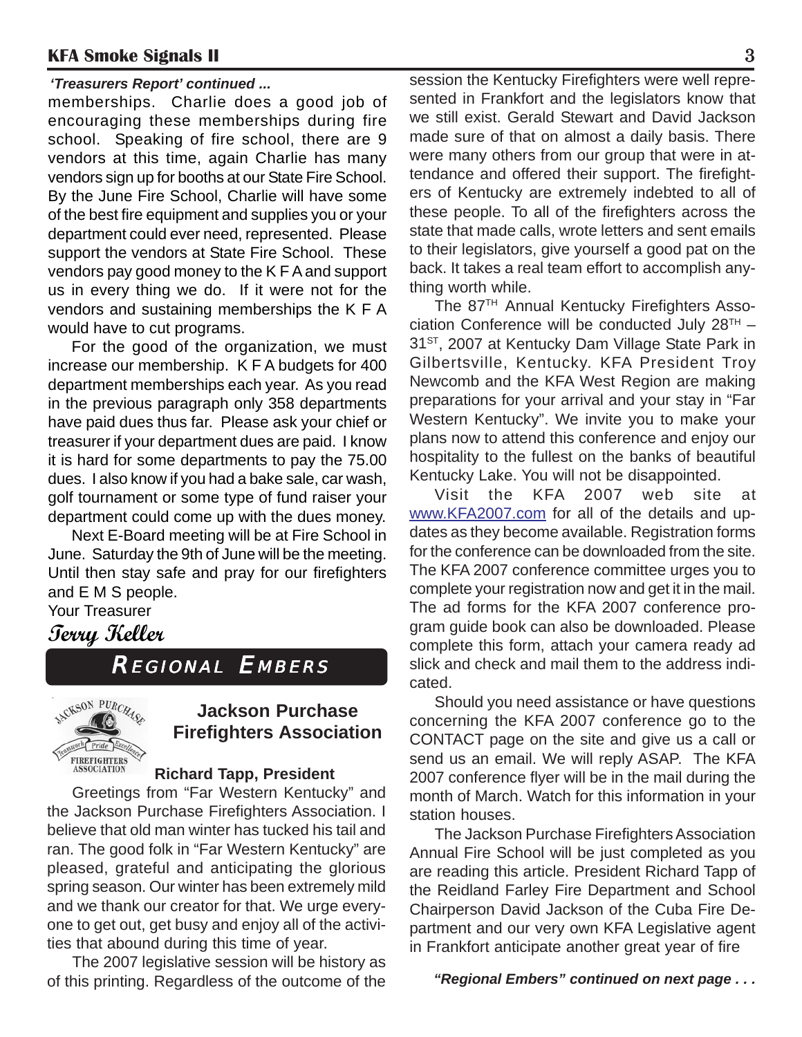*'Treasurers Report' continued ...*

memberships. Charlie does a good job of encouraging these memberships during fire school. Speaking of fire school, there are 9 vendors at this time, again Charlie has many vendors sign up for booths at our State Fire School. By the June Fire School, Charlie will have some of the best fire equipment and supplies you or your department could ever need, represented. Please support the vendors at State Fire School. These vendors pay good money to the K F A and support us in every thing we do. If it were not for the vendors and sustaining memberships the K F A would have to cut programs.

For the good of the organization, we must increase our membership. K F A budgets for 400 department memberships each year. As you read in the previous paragraph only 358 departments have paid dues thus far. Please ask your chief or treasurer if your department dues are paid. I know it is hard for some departments to pay the 75.00 dues. I also know if you had a bake sale, car wash, golf tournament or some type of fund raiser your department could come up with the dues money.

Next E-Board meeting will be at Fire School in June. Saturday the 9th of June will be the meeting. Until then stay safe and pray for our firefighters and E M S people.

Your Treasurer

**Terry Keller**

## Regional Embers

### Jackson Purchase Firefighters Association

**Richard Tapp, President**

Greetings from "Far Western Kentucky" and the Jackson Purchase Firefighters Association. I believe that old man winter has tucked his tail and ran. The good folk in "Far Western Kentucky" are pleased, grateful and anticipating the glorious spring season. Our winter has been extremely mild and we thank our creator for that. We urge everyone to get out, get busy and enjoy all of the activities that abound during this time of year.

The 2007 legislative session will be history as of this printing. Regardless of the outcome of the session the Kentucky Firefighters were well represented in Frankfort and the legislators know that we still exist. Gerald Stewart and David Jackson made sure of that on almost a daily basis. There were many others from our group that were in attendance and offered their support. The firefighters of Kentucky are extremely indebted to all of these people. To all of the firefighters across the state that made calls, wrote letters and sent emails to their legislators, give yourself a good pat on the back. It takes a real team effort to accomplish anything worth while.

The 87TH Annual Kentucky Firefighters Association Conference will be conducted July 28TH – 31ST, 2007 at Kentucky Dam Village State Park in Gilbertsville, Kentucky. KFA President Troy Newcomb and the KFA West Region are making preparations for your arrival and your stay in "Far Western Kentucky". We invite you to make your plans now to attend this conference and enjoy our hospitality to the fullest on the banks of beautiful Kentucky Lake. You will not be disappointed.

Visit the KFA 2007 web site at www.KFA2007.com for all of the details and updates as they become available. Registration forms for the conference can be downloaded from the site. The KFA 2007 conference committee urges you to complete your registration now and get it in the mail. The ad forms for the KFA 2007 conference program guide book can also be downloaded. Please complete this form, attach your camera ready ad slick and check and mail them to the address indicated.

Should you need assistance or have questions concerning the KFA 2007 conference go to the CONTACT page on the site and give us a call or send us an email. We will reply ASAP. The KFA 2007 conference flyer will be in the mail during the month of March. Watch for this information in your station houses.

The Jackson Purchase Firefighters Association Annual Fire School will be just completed as you are reading this article. President Richard Tapp of the Reidland Farley Fire Department and School Chairperson David Jackson of the Cuba Fire Department and our very own KFA Legislative agent in Frankfort anticipate another great year of fire

***"Regional Embers" continued on next page . . .***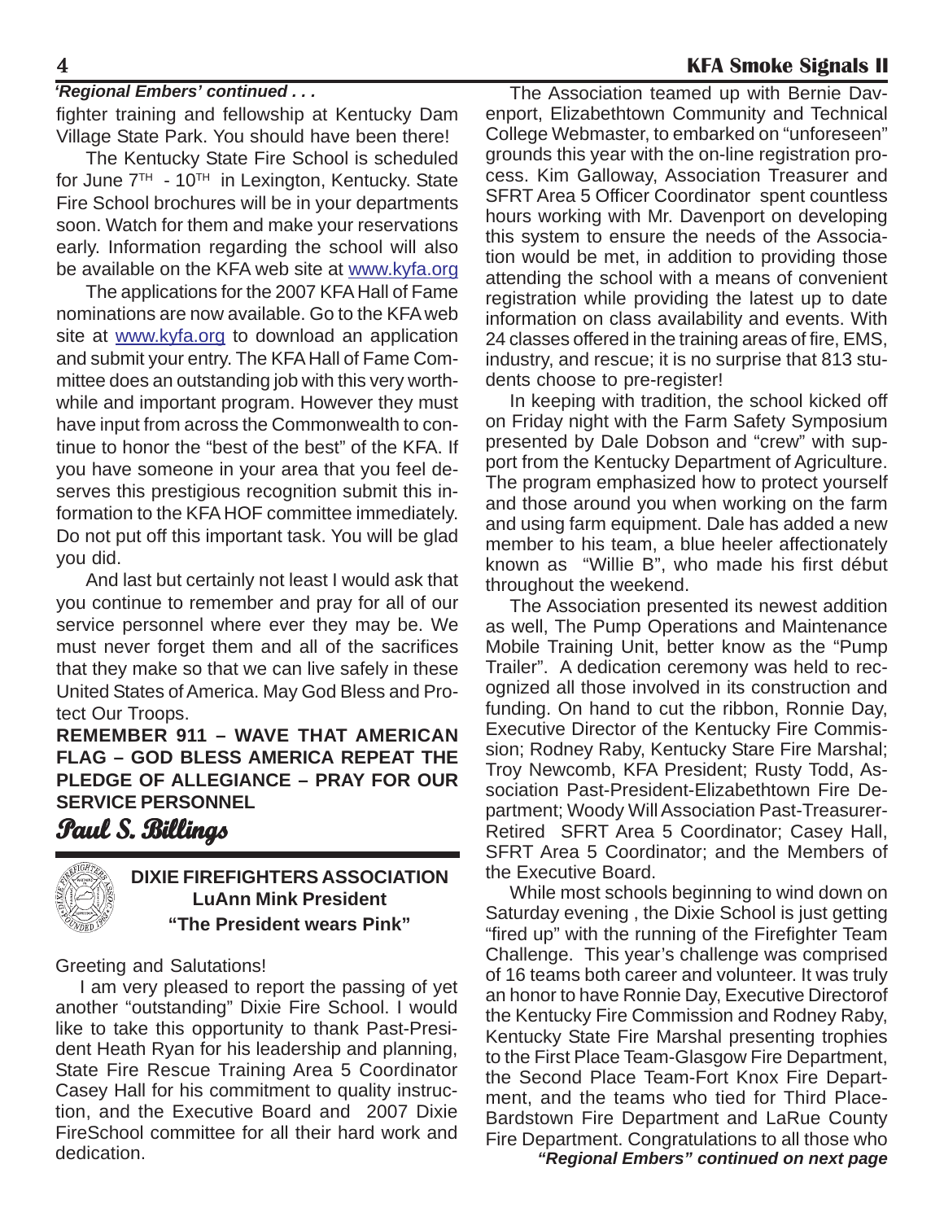*'Regional Embers' continued . . .*

fighter training and fellowship at Kentucky Dam Village State Park. You should have been there!

The Kentucky State Fire School is scheduled for June 7TH - 10TH in Lexington, Kentucky. State Fire School brochures will be in your departments soon. Watch for them and make your reservations early. Information regarding the school will also be available on the KFA web site at www.kyfa.org

The applications for the 2007 KFA Hall of Fame nominations are now available. Go to the KFA web site at www.kyfa.org to download an application and submit your entry. The KFA Hall of Fame Committee does an outstanding job with this very worthwhile and important program. However they must have input from across the Commonwealth to continue to honor the "best of the best" of the KFA. If you have someone in your area that you feel deserves this prestigious recognition submit this information to the KFA HOF committee immediately. Do not put off this important task. You will be glad you did.

And last but certainly not least I would ask that you continue to remember and pray for all of our service personnel where ever they may be. We must never forget them and all of the sacrifices that they make so that we can live safely in these United States of America. May God Bless and Protect Our Troops.

**REMEMBER 911 – WAVE THAT AMERICAN FLAG – GOD BLESS AMERICA REPEAT THE PLEDGE OF ALLEGIANCE – PRAY FOR OUR SERVICE PERSONNEL**

**Paul S. Billings**

## DIXIE FIREFIGHTERS ASSOCIATION

**LuAnn Mink President**

**"The President wears Pink"**

Greeting and Salutations!

I am very pleased to report the passing of yet another "outstanding" Dixie Fire School. I would like to take this opportunity to thank Past-President Heath Ryan for his leadership and planning, State Fire Rescue Training Area 5 Coordinator Casey Hall for his commitment to quality instruction, and the Executive Board and 2007 Dixie FireSchool committee for all their hard work and dedication.

The Association teamed up with Bernie Davenport, Elizabethtown Community and Technical College Webmaster, to embarked on "unforeseen" grounds this year with the on-line registration process. Kim Galloway, Association Treasurer and SFRT Area 5 Officer Coordinator spent countless hours working with Mr. Davenport on developing this system to ensure the needs of the Association would be met, in addition to providing those attending the school with a means of convenient registration while providing the latest up to date information on class availability and events. With 24 classes offered in the training areas of fire, EMS, industry, and rescue; it is no surprise that 813 students choose to pre-register!

In keeping with tradition, the school kicked off on Friday night with the Farm Safety Symposium presented by Dale Dobson and "crew" with support from the Kentucky Department of Agriculture. The program emphasized how to protect yourself and those around you when working on the farm and using farm equipment. Dale has added a new member to his team, a blue heeler affectionately known as "Willie B", who made his first début throughout the weekend.

The Association presented its newest addition as well, The Pump Operations and Maintenance Mobile Training Unit, better know as the "Pump Trailer". A dedication ceremony was held to recognized all those involved in its construction and funding. On hand to cut the ribbon, Ronnie Day, Executive Director of the Kentucky Fire Commission; Rodney Raby, Kentucky Stare Fire Marshal; Troy Newcomb, KFA President; Rusty Todd, Association Past-President-Elizabethtown Fire Department; Woody Will Association Past-Treasurer-Retired SFRT Area 5 Coordinator; Casey Hall, SFRT Area 5 Coordinator; and the Members of the Executive Board.

While most schools beginning to wind down on Saturday evening , the Dixie School is just getting "fired up" with the running of the Firefighter Team Challenge. This year's challenge was comprised of 16 teams both career and volunteer. It was truly an honor to have Ronnie Day, Executive Directorof the Kentucky Fire Commission and Rodney Raby, Kentucky State Fire Marshal presenting trophies to the First Place Team-Glasgow Fire Department, the Second Place Team-Fort Knox Fire Department, and the teams who tied for Third Place-Bardstown Fire Department and LaRue County Fire Department. Congratulations to all those who

*"Regional Embers" continued on next page*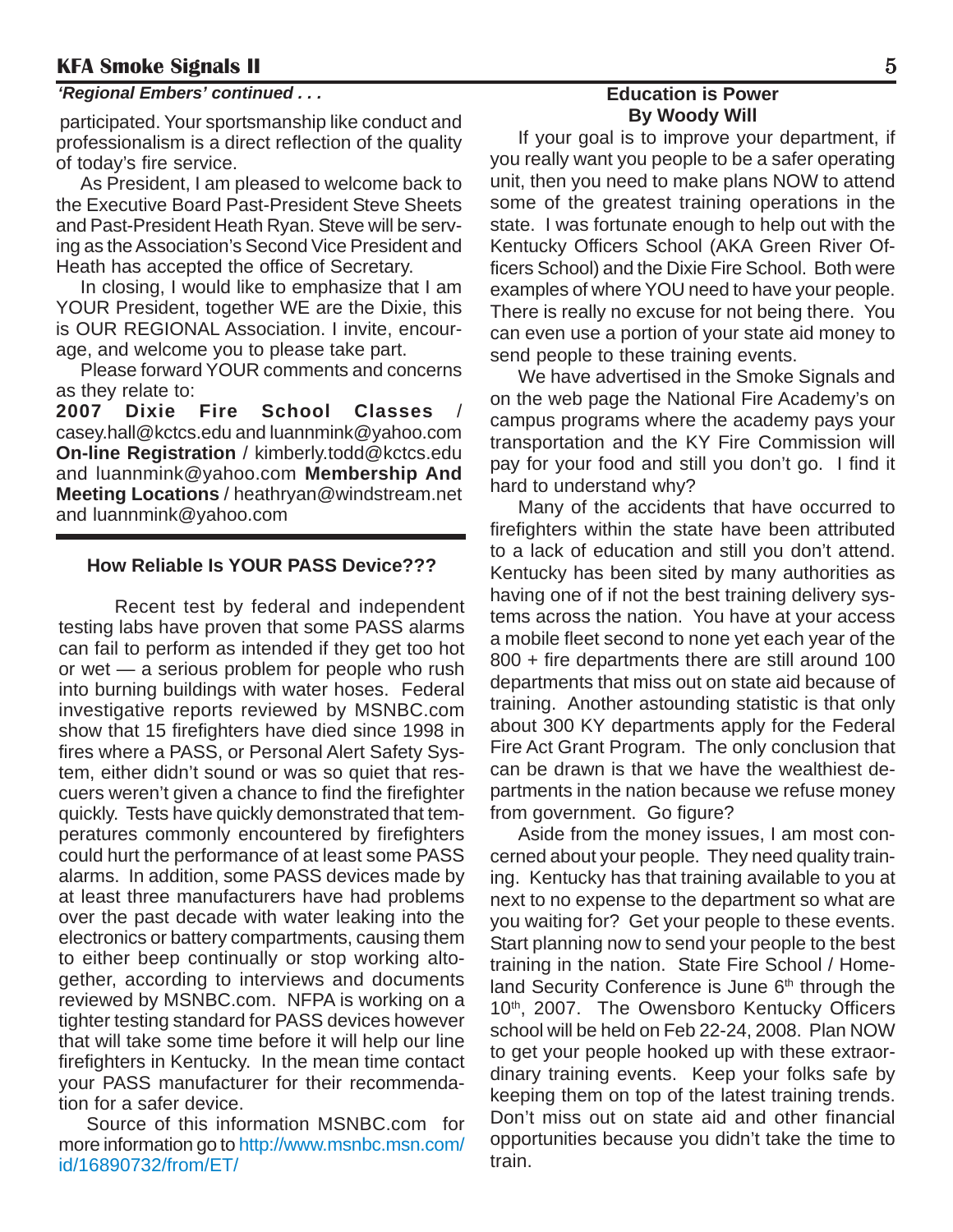*'Regional Embers' continued . . .*

participated. Your sportsmanship like conduct and professionalism is a direct reflection of the quality of today's fire service.

As President, I am pleased to welcome back to the Executive Board Past-President Steve Sheets and Past-President Heath Ryan. Steve will be serving as the Association's Second Vice President and Heath has accepted the office of Secretary.

In closing, I would like to emphasize that I am YOUR President, together WE are the Dixie, this is OUR REGIONAL Association. I invite, encourage, and welcome you to please take part.

Please forward YOUR comments and concerns as they relate to:
**2007 Dixie Fire School Classes** / casey.hall@kctcs.edu and luannmink@yahoo.com **On-line Registration** / kimberly.todd@kctcs.edu and luannmink@yahoo.com **Membership And Meeting Locations** / heathryan@windstream.net and luannmink@yahoo.com

## How Reliable Is YOUR PASS Device???

Recent test by federal and independent testing labs have proven that some PASS alarms can fail to perform as intended if they get too hot or wet — a serious problem for people who rush into burning buildings with water hoses. Federal investigative reports reviewed by MSNBC.com show that 15 firefighters have died since 1998 in fires where a PASS, or Personal Alert Safety System, either didn't sound or was so quiet that rescuers weren't given a chance to find the firefighter quickly. Tests have quickly demonstrated that temperatures commonly encountered by firefighters could hurt the performance of at least some PASS alarms. In addition, some PASS devices made by at least three manufacturers have had problems over the past decade with water leaking into the electronics or battery compartments, causing them to either beep continually or stop working altogether, according to interviews and documents reviewed by MSNBC.com. NFPA is working on a tighter testing standard for PASS devices however that will take some time before it will help our line firefighters in Kentucky. In the mean time contact your PASS manufacturer for their recommendation for a safer device.

Source of this information MSNBC.com for more information go to http://www.msnbc.msn.com/id/16890732/from/ET/

## Education is Power
### By Woody Will

If your goal is to improve your department, if you really want you people to be a safer operating unit, then you need to make plans NOW to attend some of the greatest training operations in the state. I was fortunate enough to help out with the Kentucky Officers School (AKA Green River Officers School) and the Dixie Fire School. Both were examples of where YOU need to have your people. There is really no excuse for not being there. You can even use a portion of your state aid money to send people to these training events.

We have advertised in the Smoke Signals and on the web page the National Fire Academy's on campus programs where the academy pays your transportation and the KY Fire Commission will pay for your food and still you don't go. I find it hard to understand why?

Many of the accidents that have occurred to firefighters within the state have been attributed to a lack of education and still you don't attend. Kentucky has been sited by many authorities as having one of if not the best training delivery systems across the nation. You have at your access a mobile fleet second to none yet each year of the 800 + fire departments there are still around 100 departments that miss out on state aid because of training. Another astounding statistic is that only about 300 KY departments apply for the Federal Fire Act Grant Program. The only conclusion that can be drawn is that we have the wealthiest departments in the nation because we refuse money from government. Go figure?

Aside from the money issues, I am most concerned about your people. They need quality training. Kentucky has that training available to you at next to no expense to the department so what are you waiting for? Get your people to these events. Start planning now to send your people to the best training in the nation. State Fire School / Homeland Security Conference is June 6th through the 10th, 2007. The Owensboro Kentucky Officers school will be held on Feb 22-24, 2008. Plan NOW to get your people hooked up with these extraordinary training events. Keep your folks safe by keeping them on top of the latest training trends. Don't miss out on state aid and other financial opportunities because you didn't take the time to train.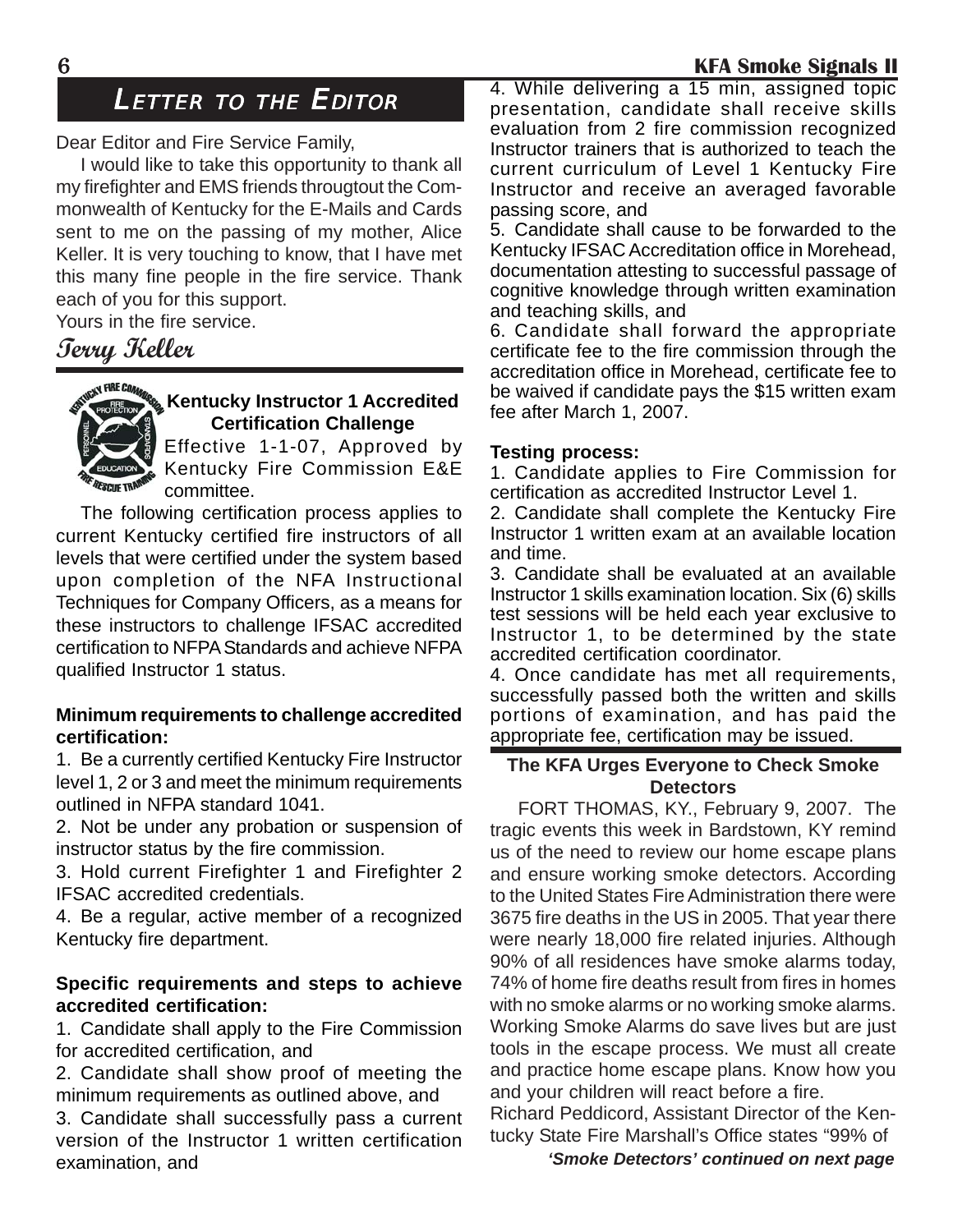# Letter to the Editor

Dear Editor and Fire Service Family,

I would like to take this opportunity to thank all my firefighter and EMS friends througtout the Commonwealth of Kentucky for the E-Mails and Cards sent to me on the passing of my mother, Alice Keller. It is very touching to know, that I have met this many fine people in the fire service. Thank each of you for this support.

Yours in the fire service.

*Terry Keller*

---

## Kentucky Instructor 1 Accredited Certification Challenge

Effective 1-1-07, Approved by Kentucky Fire Commission E&E committee.

The following certification process applies to current Kentucky certified fire instructors of all levels that were certified under the system based upon completion of the NFA Instructional Techniques for Company Officers, as a means for these instructors to challenge IFSAC accredited certification to NFPA Standards and achieve NFPA qualified Instructor 1 status.

**Minimum requirements to challenge accredited certification:**

1. Be a currently certified Kentucky Fire Instructor level 1, 2 or 3 and meet the minimum requirements outlined in NFPA standard 1041.
2. Not be under any probation or suspension of instructor status by the fire commission.
3. Hold current Firefighter 1 and Firefighter 2 IFSAC accredited credentials.
4. Be a regular, active member of a recognized Kentucky fire department.

**Specific requirements and steps to achieve accredited certification:**

1. Candidate shall apply to the Fire Commission for accredited certification, and
2. Candidate shall show proof of meeting the minimum requirements as outlined above, and
3. Candidate shall successfully pass a current version of the Instructor 1 written certification examination, and
4. While delivering a 15 min, assigned topic presentation, candidate shall receive skills evaluation from 2 fire commission recognized Instructor trainers that is authorized to teach the current curriculum of Level 1 Kentucky Fire Instructor and receive an averaged favorable passing score, and
5. Candidate shall cause to be forwarded to the Kentucky IFSAC Accreditation office in Morehead, documentation attesting to successful passage of cognitive knowledge through written examination and teaching skills, and
6. Candidate shall forward the appropriate certificate fee to the fire commission through the accreditation office in Morehead, certificate fee to be waived if candidate pays the $15 written exam fee after March 1, 2007.

**Testing process:**

1. Candidate applies to Fire Commission for certification as accredited Instructor Level 1.
2. Candidate shall complete the Kentucky Fire Instructor 1 written exam at an available location and time.
3. Candidate shall be evaluated at an available Instructor 1 skills examination location. Six (6) skills test sessions will be held each year exclusive to Instructor 1, to be determined by the state accredited certification coordinator.
4. Once candidate has met all requirements, successfully passed both the written and skills portions of examination, and has paid the appropriate fee, certification may be issued.

---

## The KFA Urges Everyone to Check Smoke Detectors

FORT THOMAS, KY., February 9, 2007. The tragic events this week in Bardstown, KY remind us of the need to review our home escape plans and ensure working smoke detectors. According to the United States Fire Administration there were 3675 fire deaths in the US in 2005. That year there were nearly 18,000 fire related injuries. Although 90% of all residences have smoke alarms today, 74% of home fire deaths result from fires in homes with no smoke alarms or no working smoke alarms. Working Smoke Alarms do save lives but are just tools in the escape process. We must all create and practice home escape plans. Know how you and your children will react before a fire.

Richard Peddicord, Assistant Director of the Kentucky State Fire Marshall's Office states "99% of

***'Smoke Detectors' continued on next page***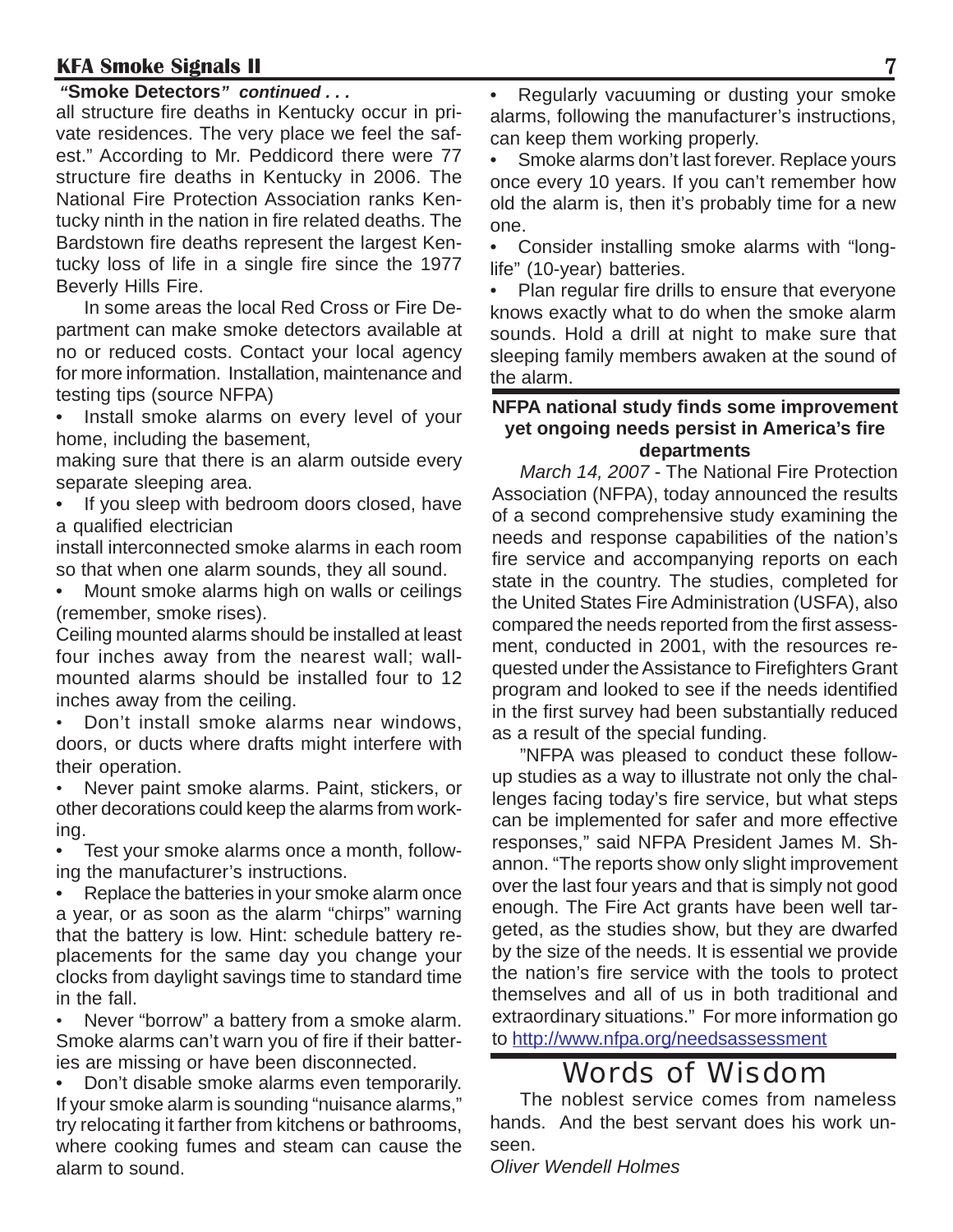**"Smoke Detectors"** ***continued . . .***

all structure fire deaths in Kentucky occur in private residences. The very place we feel the safest." According to Mr. Peddicord there were 77 structure fire deaths in Kentucky in 2006. The National Fire Protection Association ranks Kentucky ninth in the nation in fire related deaths. The Bardstown fire deaths represent the largest Kentucky loss of life in a single fire since the 1977 Beverly Hills Fire.

In some areas the local Red Cross or Fire Department can make smoke detectors available at no or reduced costs. Contact your local agency for more information. Installation, maintenance and testing tips (source NFPA)

- Install smoke alarms on every level of your home, including the basement, making sure that there is an alarm outside every separate sleeping area.
- If you sleep with bedroom doors closed, have a qualified electrician install interconnected smoke alarms in each room so that when one alarm sounds, they all sound.
- Mount smoke alarms high on walls or ceilings (remember, smoke rises). Ceiling mounted alarms should be installed at least four inches away from the nearest wall; wall-mounted alarms should be installed four to 12 inches away from the ceiling.
- Don't install smoke alarms near windows, doors, or ducts where drafts might interfere with their operation.
- Never paint smoke alarms. Paint, stickers, or other decorations could keep the alarms from working.
- Test your smoke alarms once a month, following the manufacturer's instructions.
- Replace the batteries in your smoke alarm once a year, or as soon as the alarm "chirps" warning that the battery is low. Hint: schedule battery replacements for the same day you change your clocks from daylight savings time to standard time in the fall.
- Never "borrow" a battery from a smoke alarm. Smoke alarms can't warn you of fire if their batteries are missing or have been disconnected.
- Don't disable smoke alarms even temporarily. If your smoke alarm is sounding "nuisance alarms," try relocating it farther from kitchens or bathrooms, where cooking fumes and steam can cause the alarm to sound.
- Regularly vacuuming or dusting your smoke alarms, following the manufacturer's instructions, can keep them working properly.
- Smoke alarms don't last forever. Replace yours once every 10 years. If you can't remember how old the alarm is, then it's probably time for a new one.
- Consider installing smoke alarms with "long-life" (10-year) batteries.
- Plan regular fire drills to ensure that everyone knows exactly what to do when the smoke alarm sounds. Hold a drill at night to make sure that sleeping family members awaken at the sound of the alarm.

## NFPA national study finds some improvement yet ongoing needs persist in America's fire departments

*March 14, 2007* - The National Fire Protection Association (NFPA), today announced the results of a second comprehensive study examining the needs and response capabilities of the nation's fire service and accompanying reports on each state in the country. The studies, completed for the United States Fire Administration (USFA), also compared the needs reported from the first assessment, conducted in 2001, with the resources requested under the Assistance to Firefighters Grant program and looked to see if the needs identified in the first survey had been substantially reduced as a result of the special funding.

"NFPA was pleased to conduct these follow-up studies as a way to illustrate not only the challenges facing today's fire service, but what steps can be implemented for safer and more effective responses," said NFPA President James M. Shannon. "The reports show only slight improvement over the last four years and that is simply not good enough. The Fire Act grants have been well targeted, as the studies show, but they are dwarfed by the size of the needs. It is essential we provide the nation's fire service with the tools to protect themselves and all of us in both traditional and extraordinary situations." For more information go to http://www.nfpa.org/needsassessment

## Words of Wisdom

The noblest service comes from nameless hands. And the best servant does his work unseen.

*Oliver Wendell Holmes*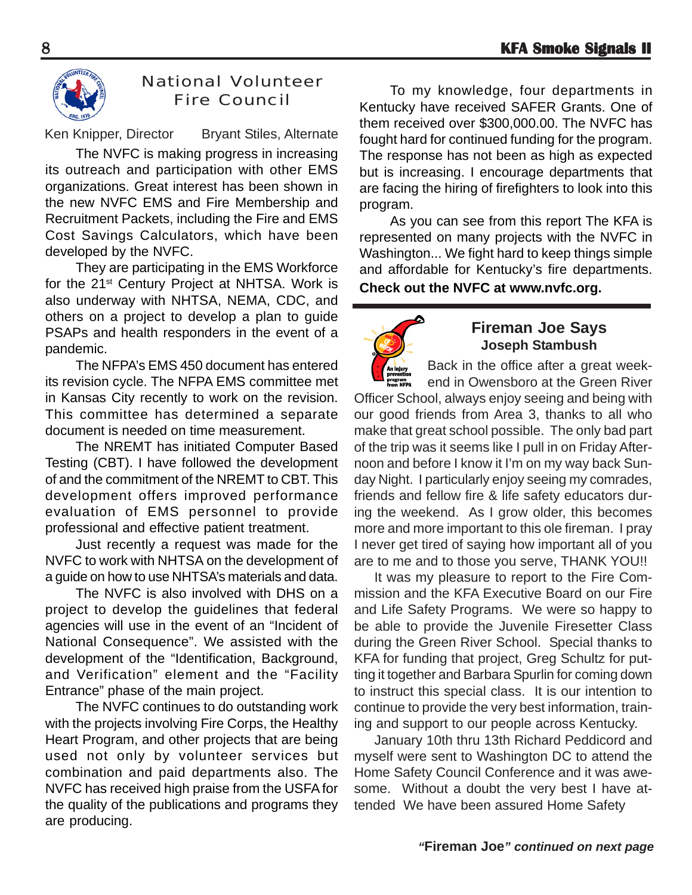## National Volunteer Fire Council

Ken Knipper, Director Bryant Stiles, Alternate

The NVFC is making progress in increasing its outreach and participation with other EMS organizations. Great interest has been shown in the new NVFC EMS and Fire Membership and Recruitment Packets, including the Fire and EMS Cost Savings Calculators, which have been developed by the NVFC.

They are participating in the EMS Workforce for the 21st Century Project at NHTSA. Work is also underway with NHTSA, NEMA, CDC, and others on a project to develop a plan to guide PSAPs and health responders in the event of a pandemic.

The NFPA's EMS 450 document has entered its revision cycle. The NFPA EMS committee met in Kansas City recently to work on the revision. This committee has determined a separate document is needed on time measurement.

The NREMT has initiated Computer Based Testing (CBT). I have followed the development of and the commitment of the NREMT to CBT. This development offers improved performance evaluation of EMS personnel to provide professional and effective patient treatment.

Just recently a request was made for the NVFC to work with NHTSA on the development of a guide on how to use NHTSA's materials and data.

The NVFC is also involved with DHS on a project to develop the guidelines that federal agencies will use in the event of an "Incident of National Consequence". We assisted with the development of the "Identification, Background, and Verification" element and the "Facility Entrance" phase of the main project.

The NVFC continues to do outstanding work with the projects involving Fire Corps, the Healthy Heart Program, and other projects that are being used not only by volunteer services but combination and paid departments also. The NVFC has received high praise from the USFA for the quality of the publications and programs they are producing.

To my knowledge, four departments in Kentucky have received SAFER Grants. One of them received over $300,000.00. The NVFC has fought hard for continued funding for the program. The response has not been as high as expected but is increasing. I encourage departments that are facing the hiring of firefighters to look into this program.

As you can see from this report The KFA is represented on many projects with the NVFC in Washington... We fight hard to keep things simple and affordable for Kentucky's fire departments. **Check out the NVFC at www.nvfc.org.**

## Fireman Joe Says

**Joseph Stambush**

Back in the office after a great weekend in Owensboro at the Green River Officer School, always enjoy seeing and being with our good friends from Area 3, thanks to all who make that great school possible. The only bad part of the trip was it seems like I pull in on Friday Afternoon and before I know it I'm on my way back Sunday Night. I particularly enjoy seeing my comrades, friends and fellow fire & life safety educators during the weekend. As I grow older, this becomes more and more important to this ole fireman. I pray I never get tired of saying how important all of you are to me and to those you serve, THANK YOU!!

It was my pleasure to report to the Fire Commission and the KFA Executive Board on our Fire and Life Safety Programs. We were so happy to be able to provide the Juvenile Firesetter Class during the Green River School. Special thanks to KFA for funding that project, Greg Schultz for putting it together and Barbara Spurlin for coming down to instruct this special class. It is our intention to continue to provide the very best information, training and support to our people across Kentucky.

January 10th thru 13th Richard Peddicord and myself were sent to Washington DC to attend the Home Safety Council Conference and it was awesome. Without a doubt the very best I have attended We have been assured Home Safety

***"Fireman Joe" continued on next page***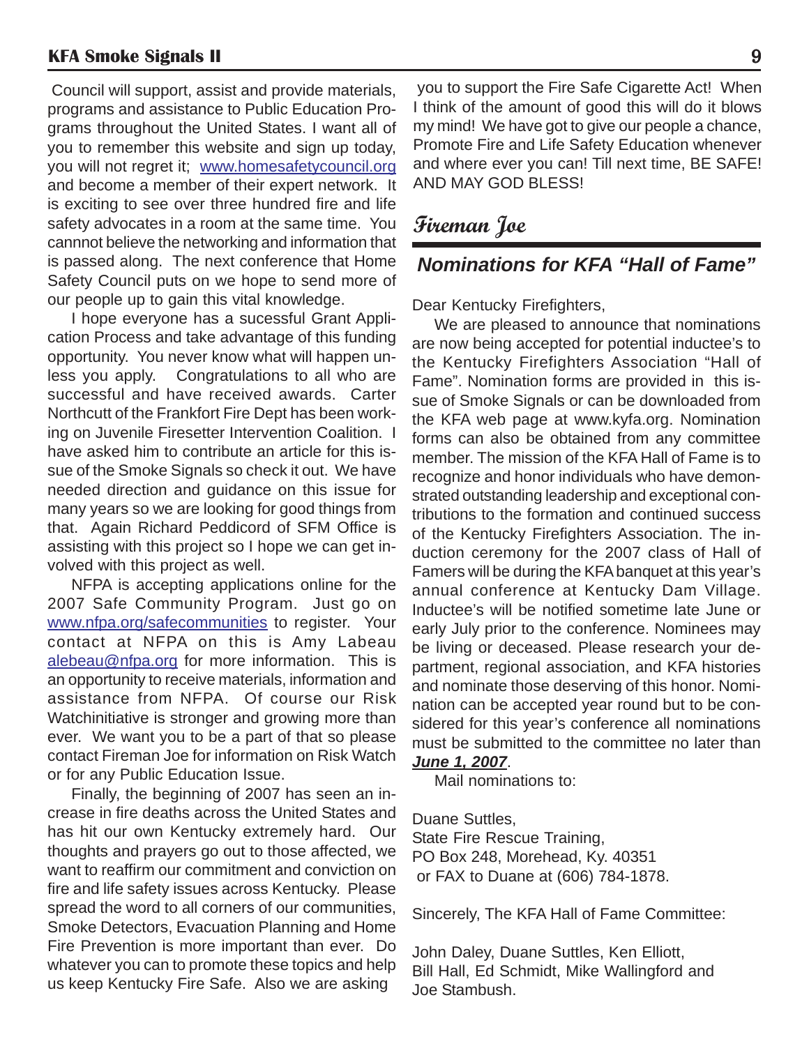Council will support, assist and provide materials, programs and assistance to Public Education Programs throughout the United States. I want all of you to remember this website and sign up today, you will not regret it; www.homesafetycouncil.org and become a member of their expert network. It is exciting to see over three hundred fire and life safety advocates in a room at the same time. You cannnot believe the networking and information that is passed along. The next conference that Home Safety Council puts on we hope to send more of our people up to gain this vital knowledge.

I hope everyone has a sucessful Grant Application Process and take advantage of this funding opportunity. You never know what will happen unless you apply. Congratulations to all who are successful and have received awards. Carter Northcutt of the Frankfort Fire Dept has been working on Juvenile Firesetter Intervention Coalition. I have asked him to contribute an article for this issue of the Smoke Signals so check it out. We have needed direction and guidance on this issue for many years so we are looking for good things from that. Again Richard Peddicord of SFM Office is assisting with this project so I hope we can get involved with this project as well.

NFPA is accepting applications online for the 2007 Safe Community Program. Just go on www.nfpa.org/safecommunities to register. Your contact at NFPA on this is Amy Labeau alebeau@nfpa.org for more information. This is an opportunity to receive materials, information and assistance from NFPA. Of course our Risk Watchinitiative is stronger and growing more than ever. We want you to be a part of that so please contact Fireman Joe for information on Risk Watch or for any Public Education Issue.

Finally, the beginning of 2007 has seen an increase in fire deaths across the United States and has hit our own Kentucky extremely hard. Our thoughts and prayers go out to those affected, we want to reaffirm our commitment and conviction on fire and life safety issues across Kentucky. Please spread the word to all corners of our communities, Smoke Detectors, Evacuation Planning and Home Fire Prevention is more important than ever. Do whatever you can to promote these topics and help us keep Kentucky Fire Safe. Also we are asking you to support the Fire Safe Cigarette Act! When I think of the amount of good this will do it blows my mind! We have got to give our people a chance, Promote Fire and Life Safety Education whenever and where ever you can! Till next time, BE SAFE! AND MAY GOD BLESS!

**Fireman Joe**

## *Nominations for KFA "Hall of Fame"*

Dear Kentucky Firefighters,

We are pleased to announce that nominations are now being accepted for potential inductee's to the Kentucky Firefighters Association "Hall of Fame". Nomination forms are provided in this issue of Smoke Signals or can be downloaded from the KFA web page at www.kyfa.org. Nomination forms can also be obtained from any committee member. The mission of the KFA Hall of Fame is to recognize and honor individuals who have demonstrated outstanding leadership and exceptional contributions to the formation and continued success of the Kentucky Firefighters Association. The induction ceremony for the 2007 class of Hall of Famers will be during the KFA banquet at this year's annual conference at Kentucky Dam Village. Inductee's will be notified sometime late June or early July prior to the conference. Nominees may be living or deceased. Please research your department, regional association, and KFA histories and nominate those deserving of this honor. Nomination can be accepted year round but to be considered for this year's conference all nominations must be submitted to the committee no later than ***June 1, 2007***.

Mail nominations to:

Duane Suttles,
State Fire Rescue Training,
PO Box 248, Morehead, Ky. 40351
or FAX to Duane at (606) 784-1878.

Sincerely, The KFA Hall of Fame Committee:

John Daley, Duane Suttles, Ken Elliott,
Bill Hall, Ed Schmidt, Mike Wallingford and
Joe Stambush.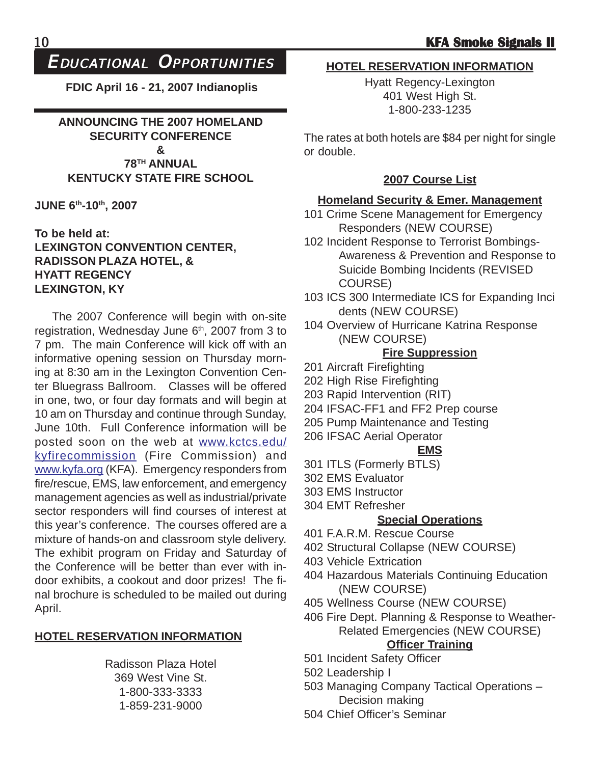# Educational Opportunities

**FDIC April 16 - 21, 2007 Indianoplis**

**ANNOUNCING THE 2007 HOMELAND SECURITY CONFERENCE**
**&**
**78TH ANNUAL KENTUCKY STATE FIRE SCHOOL**

**JUNE 6th-10th, 2007**

**To be held at:**
**LEXINGTON CONVENTION CENTER,**
**RADISSON PLAZA HOTEL, &**
**HYATT REGENCY**
**LEXINGTON, KY**

The 2007 Conference will begin with on-site registration, Wednesday June 6th, 2007 from 3 to 7 pm. The main Conference will kick off with an informative opening session on Thursday morning at 8:30 am in the Lexington Convention Center Bluegrass Ballroom. Classes will be offered in one, two, or four day formats and will begin at 10 am on Thursday and continue through Sunday, June 10th. Full Conference information will be posted soon on the web at www.kctcs.edu/kyfirecommission (Fire Commission) and www.kyfa.org (KFA). Emergency responders from fire/rescue, EMS, law enforcement, and emergency management agencies as well as industrial/private sector responders will find courses of interest at this year's conference. The courses offered are a mixture of hands-on and classroom style delivery. The exhibit program on Friday and Saturday of the Conference will be better than ever with indoor exhibits, a cookout and door prizes! The final brochure is scheduled to be mailed out during April.

**HOTEL RESERVATION INFORMATION**

Radisson Plaza Hotel
369 West Vine St.
1-800-333-3333
1-859-231-9000

**HOTEL RESERVATION INFORMATION**

Hyatt Regency-Lexington
401 West High St.
1-800-233-1235

The rates at both hotels are $84 per night for single or double.

**2007 Course List**

**Homeland Security & Emer. Management**

101 Crime Scene Management for Emergency Responders (NEW COURSE)
102 Incident Response to Terrorist Bombings-Awareness & Prevention and Response to Suicide Bombing Incidents (REVISED COURSE)
103 ICS 300 Intermediate ICS for Expanding Incidents (NEW COURSE)
104 Overview of Hurricane Katrina Response (NEW COURSE)

**Fire Suppression**

201 Aircraft Firefighting
202 High Rise Firefighting
203 Rapid Intervention (RIT)
204 IFSAC-FF1 and FF2 Prep course
205 Pump Maintenance and Testing
206 IFSAC Aerial Operator

**EMS**

301 ITLS (Formerly BTLS)
302 EMS Evaluator
303 EMS Instructor
304 EMT Refresher

**Special Operations**

401 F.A.R.M. Rescue Course
402 Structural Collapse (NEW COURSE)
403 Vehicle Extrication
404 Hazardous Materials Continuing Education (NEW COURSE)
405 Wellness Course (NEW COURSE)
406 Fire Dept. Planning & Response to Weather-Related Emergencies (NEW COURSE)

**Officer Training**

501 Incident Safety Officer
502 Leadership I
503 Managing Company Tactical Operations – Decision making
504 Chief Officer's Seminar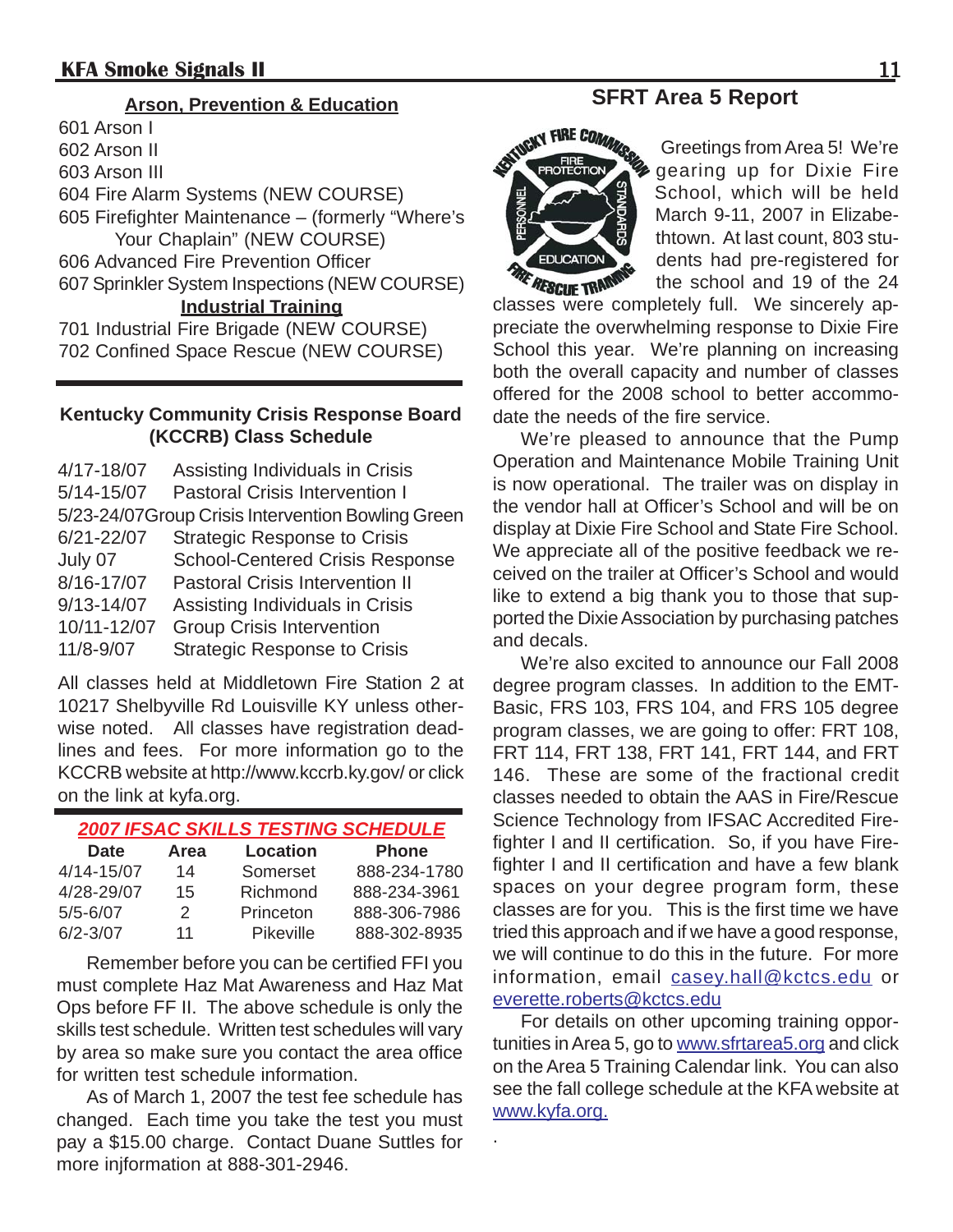## Arson, Prevention & Education

601 Arson I
602 Arson II
603 Arson III
604 Fire Alarm Systems (NEW COURSE)
605 Firefighter Maintenance – (formerly "Where's Your Chaplain" (NEW COURSE)
606 Advanced Fire Prevention Officer
607 Sprinkler System Inspections (NEW COURSE)

## Industrial Training

701 Industrial Fire Brigade (NEW COURSE)
702 Confined Space Rescue (NEW COURSE)

## Kentucky Community Crisis Response Board (KCCRB) Class Schedule

| | |
|---|---|
| 4/17-18/07 | Assisting Individuals in Crisis |
| 5/14-15/07 | Pastoral Crisis Intervention I |
| 5/23-24/07 | Group Crisis Intervention Bowling Green |
| 6/21-22/07 | Strategic Response to Crisis |
| July 07 | School-Centered Crisis Response |
| 8/16-17/07 | Pastoral Crisis Intervention II |
| 9/13-14/07 | Assisting Individuals in Crisis |
| 10/11-12/07 | Group Crisis Intervention |
| 11/8-9/07 | Strategic Response to Crisis |

All classes held at Middletown Fire Station 2 at 10217 Shelbyville Rd Louisville KY unless otherwise noted. All classes have registration deadlines and fees. For more information go to the KCCRB website at http://www.kccrb.ky.gov/ or click on the link at kyfa.org.

## *2007 IFSAC SKILLS TESTING SCHEDULE*

| Date | Area | Location | Phone |
|---|---|---|---|
| 4/14-15/07 | 14 | Somerset | 888-234-1780 |
| 4/28-29/07 | 15 | Richmond | 888-234-3961 |
| 5/5-6/07 | 2 | Princeton | 888-306-7986 |
| 6/2-3/07 | 11 | Pikeville | 888-302-8935 |

Remember before you can be certified FFI you must complete Haz Mat Awareness and Haz Mat Ops before FF II. The above schedule is only the skills test schedule. Written test schedules will vary by area so make sure you contact the area office for written test schedule information.

As of March 1, 2007 the test fee schedule has changed. Each time you take the test you must pay a $15.00 charge. Contact Duane Suttles for more injformation at 888-301-2946.

## SFRT Area 5 Report

Greetings from Area 5! We're gearing up for Dixie Fire School, which will be held March 9-11, 2007 in Elizabethtown. At last count, 803 students had pre-registered for the school and 19 of the 24 classes were completely full. We sincerely appreciate the overwhelming response to Dixie Fire School this year. We're planning on increasing both the overall capacity and number of classes offered for the 2008 school to better accommodate the needs of the fire service.

We're pleased to announce that the Pump Operation and Maintenance Mobile Training Unit is now operational. The trailer was on display in the vendor hall at Officer's School and will be on display at Dixie Fire School and State Fire School. We appreciate all of the positive feedback we received on the trailer at Officer's School and would like to extend a big thank you to those that supported the Dixie Association by purchasing patches and decals.

We're also excited to announce our Fall 2008 degree program classes. In addition to the EMT-Basic, FRS 103, FRS 104, and FRS 105 degree program classes, we are going to offer: FRT 108, FRT 114, FRT 138, FRT 141, FRT 144, and FRT 146. These are some of the fractional credit classes needed to obtain the AAS in Fire/Rescue Science Technology from IFSAC Accredited Firefighter I and II certification. So, if you have Firefighter I and II certification and have a few blank spaces on your degree program form, these classes are for you. This is the first time we have tried this approach and if we have a good response, we will continue to do this in the future. For more information, email casey.hall@kctcs.edu or everette.roberts@kctcs.edu

For details on other upcoming training opportunities in Area 5, go to www.sfrtarea5.org and click on the Area 5 Training Calendar link. You can also see the fall college schedule at the KFA website at www.kyfa.org.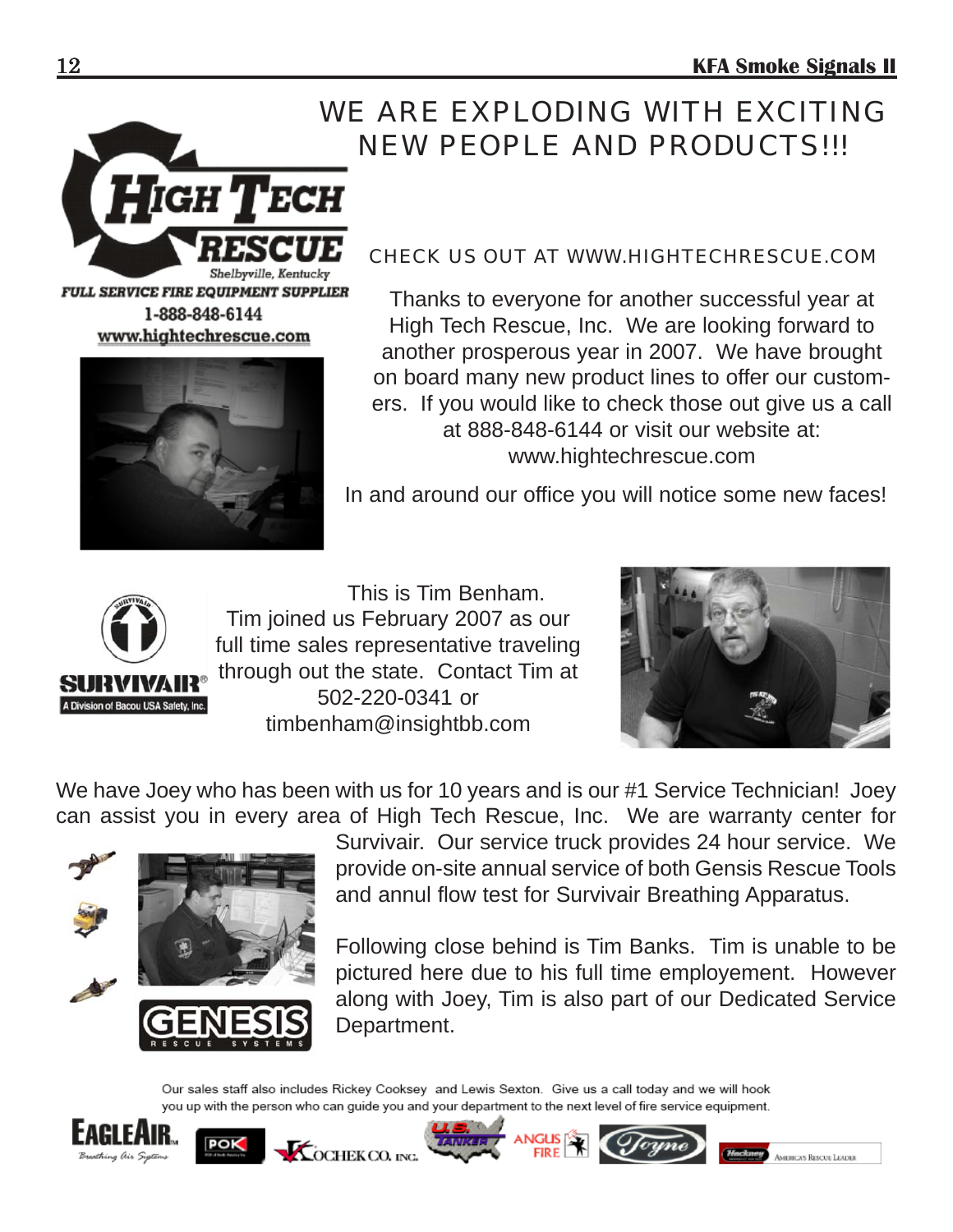# WE ARE EXPLODING WITH EXCITING NEW PEOPLE AND PRODUCTS!!!

**HIGH TECH RESCUE**
*Shelbyville, Kentucky*

***FULL SERVICE FIRE EQUIPMENT SUPPLIER***

1-888-848-6144

www.hightechrescue.com

CHECK US OUT AT WWW.HIGHTECHRESCUE.COM

Thanks to everyone for another successful year at High Tech Rescue, Inc. We are looking forward to another prosperous year in 2007. We have brought on board many new product lines to offer our customers. If you would like to check those out give us a call at 888-848-6144 or visit our website at: www.hightechrescue.com

In and around our office you will notice some new faces!

SURVIVAIR® A Division of Bacou USA Safety, Inc.

This is Tim Benham. Tim joined us February 2007 as our full time sales representative traveling through out the state. Contact Tim at 502-220-0341 or timbenham@insightbb.com

We have Joey who has been with us for 10 years and is our #1 Service Technician! Joey can assist you in every area of High Tech Rescue, Inc. We are warranty center for Survivair. Our service truck provides 24 hour service. We provide on-site annual service of both Gensis Rescue Tools and annul flow test for Survivair Breathing Apparatus.

GENESIS RESCUE SYSTEMS

Following close behind is Tim Banks. Tim is unable to be pictured here due to his full time employement. However along with Joey, Tim is also part of our Dedicated Service Department.

Our sales staff also includes Rickey Cooksey and Lewis Sexton. Give us a call today and we will hook you up with the person who can guide you and your department to the next level of fire service equipment.

EAGLEAIR Breathing Air Systems · POK · KOCHEK CO. INC. · U.S. TANKER · ANGUS FIRE · Toyne · Hackney America's Rescue Leader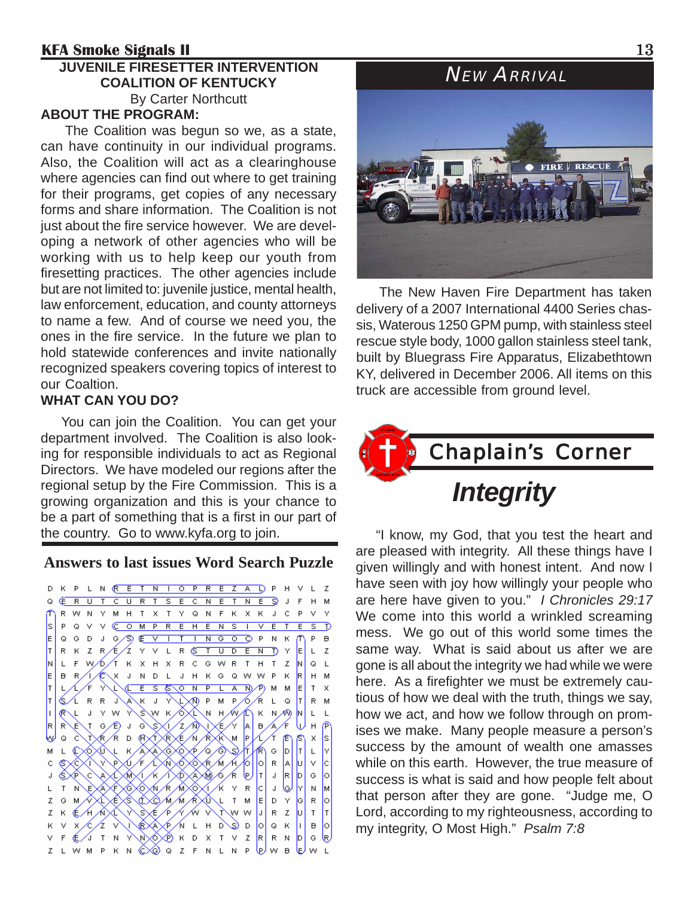## JUVENILE FIRESETTER INTERVENTION COALITION OF KENTUCKY

By Carter Northcutt

**ABOUT THE PROGRAM:**

The Coalition was begun so we, as a state, can have continuity in our individual programs. Also, the Coalition will act as a clearinghouse where agencies can find out where to get training for their programs, get copies of any necessary forms and share information. The Coalition is not just about the fire service however. We are developing a network of other agencies who will be working with us to help keep our youth from firesetting practices. The other agencies include but are not limited to: juvenile justice, mental health, law enforcement, education, and county attorneys to name a few. And of course we need you, the ones in the fire service. In the future we plan to hold statewide conferences and invite nationally recognized speakers covering topics of interest to our Coaltion.

**WHAT CAN YOU DO?**

You can join the Coalition. You can get your department involved. The Coalition is also looking for responsible individuals to act as Regional Directors. We have modeled our regions after the regional setup by the Fire Commission. This is a growing organization and this is your chance to be a part of something that is a first in our part of the country. Go to www.kyfa.org to join.

## Answers to last issues Word Search Puzzle

```
D K P L N R E T N I O P R E Z A L P H V L Z
Q E R U T C U R T S E C N E T N E S J F H M
T R W N Y M H T X T Y Q N F K X K J C P V Y
S P Q V V C O M P R E H E N S I V E T E S T
E Q G D J G S E V I T I N G O C P N K T P B
T R K Z R E Z Y V L R S T U D E N T Y E L Z
N L F W D T K X H X R C G W R T H T Z N Q L
E B R I C X J N D L J H K G Q W W P K R H M
T L L F Y L E S S O N P L A N P M M E T X
T S L R R J A K J Y L N P M P O R L Q T R M
I R L J Y W Y S W K O L N H W L K N W N L L
R R E T G E J G S I Z N I E Y A B A F U H P
W Q C T R R D H T R E N R K M P L T E S X S
M L L O U L K A A G O P Q G S T R G D T L Y
C S C I Y P U F L N O O R M H O O R A U V C
J S P C A L M I K I D A M G R P T J R D G O
L T N E A F G O N R M O I K Y R C J G Y N M
Z G M V L E S I C M M R U L T M E D Y G R O
Z K E H N L Y S E P Y W V T W W J R Z U T T
K V X C Z V I R A P N L H D S D O Q K I B O
V F E J T N Y N O P K D X T V Z R R N D G R
Z L W M P K N C G Q Z F N L N P P W B E W L
```

## NEW ARRIVAL

The New Haven Fire Department has taken delivery of a 2007 International 4400 Series chassis, Waterous 1250 GPM pump, with stainless steel rescue style body, 1000 gallon stainless steel tank, built by Bluegrass Fire Apparatus, Elizabethtown KY, delivered in December 2006. All items on this truck are accessible from ground level.

## Chaplain's Corner

### *Integrity*

"I know, my God, that you test the heart and are pleased with integrity. All these things have I given willingly and with honest intent. And now I have seen with joy how willingly your people who are here have given to you." *I Chronicles 29:17* We come into this world a wrinkled screaming mess. We go out of this world some times the same way. What is said about us after we are gone is all about the integrity we had while we were here. As a firefighter we must be extremely cautious of how we deal with the truth, things we say, how we act, and how we follow through on promises we make. Many people measure a person's success by the amount of wealth one amasses while on this earth. However, the true measure of success is what is said and how people felt about that person after they are gone. "Judge me, O Lord, according to my righteousness, according to my integrity, O Most High." *Psalm 7:8*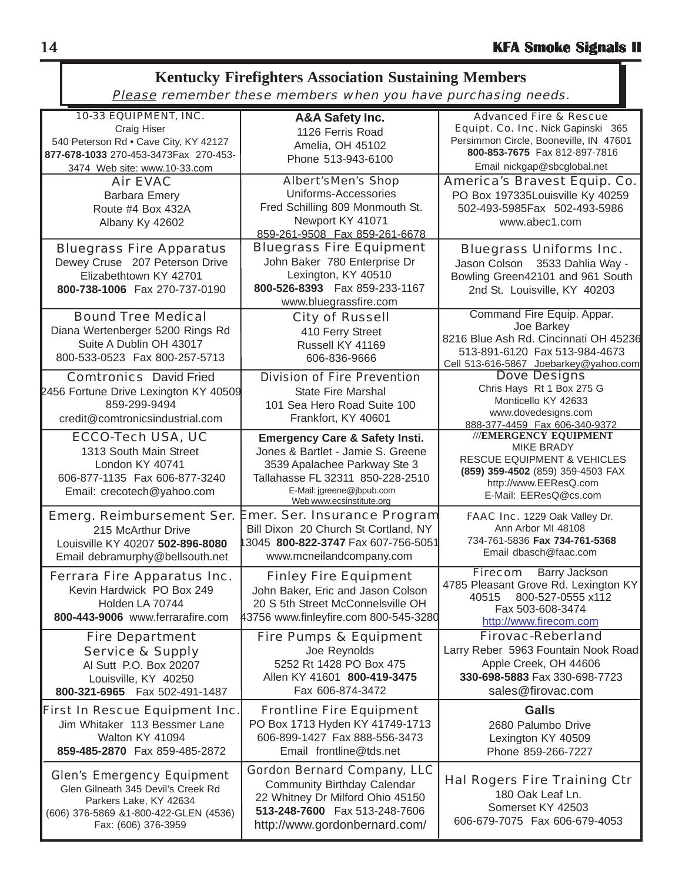## Kentucky Firefighters Association Sustaining Members

*Please remember these members when you have purchasing needs.*

| | | |
|---|---|---|
| 10-33 EQUIPMENT, INC. Craig Hiser 540 Peterson Rd • Cave City, KY 42127 **877-678-1033** 270-453-3473Fax 270-453-3474 Web site: www.10-33.com | **A&A Safety Inc.** 1126 Ferris Road Amelia, OH 45102 Phone 513-943-6100 | Advanced Fire & Rescue Equipt. Co. Inc. Nick Gapinski 365 Persimmon Circle, Booneville, IN 47601 **800-853-7675** Fax 812-897-7816 Email nickgap@sbcglobal.net |
| Air EVAC Barbara Emery Route #4 Box 432A Albany Ky 42602 | Albert'sMen's Shop Uniforms-Accessories Fred Schilling 809 Monmouth St. Newport KY 41071 859-261-9508 Fax 859-261-6678 | America's Bravest Equip. Co. PO Box 197335Louisville Ky 40259 502-493-5985Fax 502-493-5986 www.abec1.com |
| Bluegrass Fire Apparatus Dewey Cruse 207 Peterson Drive Elizabethtown KY 42701 **800-738-1006** Fax 270-737-0190 | Bluegrass Fire Equipment John Baker 780 Enterprise Dr Lexington, KY 40510 **800-526-8393** Fax 859-233-1167 www.bluegrassfire.com | Bluegrass Uniforms Inc. Jason Colson 3533 Dahlia Way - Bowling Green42101 and 961 South 2nd St. Louisville, KY 40203 |
| Bound Tree Medical Diana Wertenberger 5200 Rings Rd Suite A Dublin OH 43017 800-533-0523 Fax 800-257-5713 | City of Russell 410 Ferry Street Russell KY 41169 606-836-9666 | Command Fire Equip. Appar. Joe Barkey 8216 Blue Ash Rd. Cincinnati OH 45236 513-891-6120 Fax 513-984-4673 Cell 513-616-5867 Joebarkey@yahoo.com |
| Comtronics David Fried 2456 Fortune Drive Lexington KY 40509 859-299-9494 credit@comtronicsindustrial.com | Division of Fire Prevention State Fire Marshal 101 Sea Hero Road Suite 100 Frankfort, KY 40601 | Dove Designs Chris Hays Rt 1 Box 275 G Monticello KY 42633 www.dovedesigns.com 888-377-4459 Fax 606-340-9372 |
| ECCO-Tech USA, UC 1313 South Main Street London KY 40741 606-877-1135 Fax 606-877-3240 Email: crecotech@yahoo.com | **Emergency Care & Safety Insti.** Jones & Bartlet - Jamie S. Greene 3539 Apalachee Parkway Ste 3 Tallahasse FL 32311 850-228-2510 E-Mail: jgreene@jbpub.com Web www.ecsinstitute.org | ///**EMERGENCY EQUIPMENT** MIKE BRADY RESCUE EQUIPMENT & VEHICLES **(859) 359-4502** (859) 359-4503 FAX http://www.EEResQ.com E-Mail: EEResQ@cs.com |
| Emerg. Reimbursement Ser. 215 McArthur Drive Louisville KY 40207 **502-896-8080** Email debramurphy@bellsouth.net | Emer. Ser. Insurance Program Bill Dixon 20 Church St Cortland, NY 13045 **800-822-3747** Fax 607-756-5051 www.mcneilandcompany.com | FAAC Inc. 1229 Oak Valley Dr. Ann Arbor MI 48108 734-761-5836 **Fax 734-761-5368** Email dbasch@faac.com |
| Ferrara Fire Apparatus Inc. Kevin Hardwick PO Box 249 Holden LA 70744 **800-443-9006** www.ferrarafire.com | Finley Fire Equipment John Baker, Eric and Jason Colson 20 S 5th Street McConnelsville OH 43756 www.finleyfire.com 800-545-3280 | Firecom Barry Jackson 4785 Pleasant Grove Rd. Lexington KY 40515 800-527-0555 x112 Fax 503-608-3474 http://www.firecom.com |
| Fire Department Service & Supply Al Sutt P.O. Box 20207 Louisville, KY 40250 **800-321-6965** Fax 502-491-1487 | Fire Pumps & Equipment Joe Reynolds 5252 Rt 1428 PO Box 475 Allen KY 41601 **800-419-3475** Fax 606-874-3472 | Firovac-Reberland Larry Reber 5963 Fountain Nook Road Apple Creek, OH 44606 **330-698-5883** Fax 330-698-7723 sales@firovac.com |
| First In Rescue Equipment Inc. Jim Whitaker 113 Bessmer Lane Walton KY 41094 **859-485-2870** Fax 859-485-2872 | Frontline Fire Equipment PO Box 1713 Hyden KY 41749-1713 606-899-1427 Fax 888-556-3473 Email frontline@tds.net | **Galls** 2680 Palumbo Drive Lexington KY 40509 Phone 859-266-7227 |
| Glen's Emergency Equipment Glen Gilneath 345 Devil's Creek Rd Parkers Lake, KY 42634 (606) 376-5869 &1-800-422-GLEN (4536) Fax: (606) 376-3959 | Gordon Bernard Company, LLC Community Birthday Calendar 22 Whitney Dr Milford Ohio 45150 **513-248-7600** Fax 513-248-7606 http://www.gordonbernard.com/ | Hal Rogers Fire Training Ctr 180 Oak Leaf Ln. Somerset KY 42503 606-679-7075 Fax 606-679-4053 |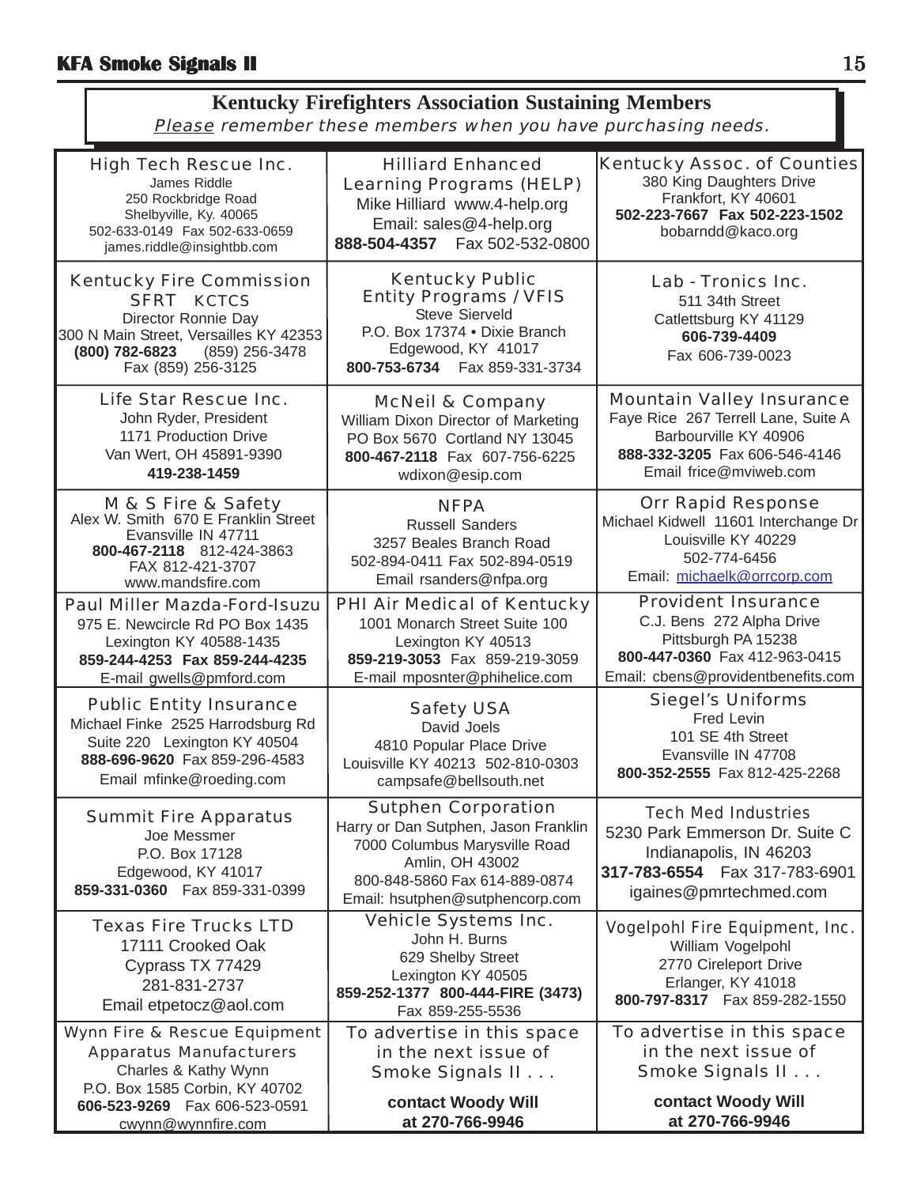# Kentucky Firefighters Association Sustaining Members

*Please remember these members when you have purchasing needs.*

| | | |
|---|---|---|
| **High Tech Rescue Inc.**<br>James Riddle<br>250 Rockbridge Road<br>Shelbyville, Ky. 40065<br>502-633-0149 Fax 502-633-0659<br>james.riddle@insightbb.com | **Hilliard Enhanced Learning Programs (HELP)**<br>Mike Hilliard www.4-help.org<br>Email: sales@4-help.org<br>**888-504-4357** Fax 502-532-0800 | **Kentucky Assoc. of Counties**<br>380 King Daughters Drive<br>Frankfort, KY 40601<br>**502-223-7667 Fax 502-223-1502**<br>bobarndd@kaco.org |
| **Kentucky Fire Commission**<br>**SFRT KCTCS**<br>Director Ronnie Day<br>300 N Main Street, Versailles KY 42353<br>**(800) 782-6823** (859) 256-3478<br>Fax (859) 256-3125 | **Kentucky Public Entity Programs / VFIS**<br>Steve Sierveld<br>P.O. Box 17374 • Dixie Branch<br>Edgewood, KY 41017<br>**800-753-6734** Fax 859-331-3734 | **Lab - Tronics Inc.**<br>511 34th Street<br>Catlettsburg KY 41129<br>**606-739-4409**<br>Fax 606-739-0023 |
| **Life Star Rescue Inc.**<br>John Ryder, President<br>1171 Production Drive<br>Van Wert, OH 45891-9390<br>**419-238-1459** | **McNeil & Company**<br>William Dixon Director of Marketing<br>PO Box 5670 Cortland NY 13045<br>**800-467-2118** Fax 607-756-6225<br>wdixon@esip.com | **Mountain Valley Insurance**<br>Faye Rice 267 Terrell Lane, Suite A<br>Barbourville KY 40906<br>**888-332-3205** Fax 606-546-4146<br>Email frice@mviweb.com |
| **M & S Fire & Safety**<br>Alex W. Smith 670 E Franklin Street<br>Evansville IN 47711<br>**800-467-2118** 812-424-3863<br>FAX 812-421-3707<br>www.mandsfire.com | **NFPA**<br>Russell Sanders<br>3257 Beales Branch Road<br>502-894-0411 Fax 502-894-0519<br>Email rsanders@nfpa.org | **Orr Rapid Response**<br>Michael Kidwell 11601 Interchange Dr<br>Louisville KY 40229<br>502-774-6456<br>Email: michaelk@orrcorp.com |
| **Paul Miller Mazda-Ford-Isuzu**<br>975 E. Newcircle Rd PO Box 1435<br>Lexington KY 40588-1435<br>**859-244-4253 Fax 859-244-4235**<br>E-mail gwells@pmford.com | **PHI Air Medical of Kentucky**<br>1001 Monarch Street Suite 100<br>Lexington KY 40513<br>**859-219-3053** Fax 859-219-3059<br>E-mail mposnter@phihelice.com | **Provident Insurance**<br>C.J. Bens 272 Alpha Drive<br>Pittsburgh PA 15238<br>**800-447-0360** Fax 412-963-0415<br>Email: cbens@providentbenefits.com |
| **Public Entity Insurance**<br>Michael Finke 2525 Harrodsburg Rd<br>Suite 220 Lexington KY 40504<br>**888-696-9620** Fax 859-296-4583<br>Email mfinke@roeding.com | **Safety USA**<br>David Joels<br>4810 Popular Place Drive<br>Louisville KY 40213 502-810-0303<br>campsafe@bellsouth.net | **Siegel's Uniforms**<br>Fred Levin<br>101 SE 4th Street<br>Evansville IN 47708<br>**800-352-2555** Fax 812-425-2268 |
| **Summit Fire Apparatus**<br>Joe Messmer<br>P.O. Box 17128<br>Edgewood, KY 41017<br>**859-331-0360** Fax 859-331-0399 | **Sutphen Corporation**<br>Harry or Dan Sutphen, Jason Franklin<br>7000 Columbus Marysville Road<br>Amlin, OH 43002<br>800-848-5860 Fax 614-889-0874<br>Email: hsutphen@sutphencorp.com | **Tech Med Industries**<br>5230 Park Emmerson Dr. Suite C<br>Indianapolis, IN 46203<br>**317-783-6554** Fax 317-783-6901<br>igaines@pmrtechmed.com |
| **Texas Fire Trucks LTD**<br>17111 Crooked Oak<br>Cyprass TX 77429<br>281-831-2737<br>Email etpetocz@aol.com | **Vehicle Systems Inc.**<br>John H. Burns<br>629 Shelby Street<br>Lexington KY 40505<br>**859-252-1377 800-444-FIRE (3473)**<br>Fax 859-255-5536 | **Vogelpohl Fire Equipment, Inc.**<br>William Vogelpohl<br>2770 Cireleport Drive<br>Erlanger, KY 41018<br>**800-797-8317** Fax 859-282-1550 |
| **Wynn Fire & Rescue Equipment Apparatus Manufacturers**<br>Charles & Kathy Wynn<br>P.O. Box 1585 Corbin, KY 40702<br>**606-523-9269** Fax 606-523-0591<br>cwynn@wynnfire.com | To advertise in this space in the next issue of Smoke Signals II . . .<br>**contact Woody Will at 270-766-9946** | To advertise in this space in the next issue of Smoke Signals II . . .<br>**contact Woody Will at 270-766-9946** |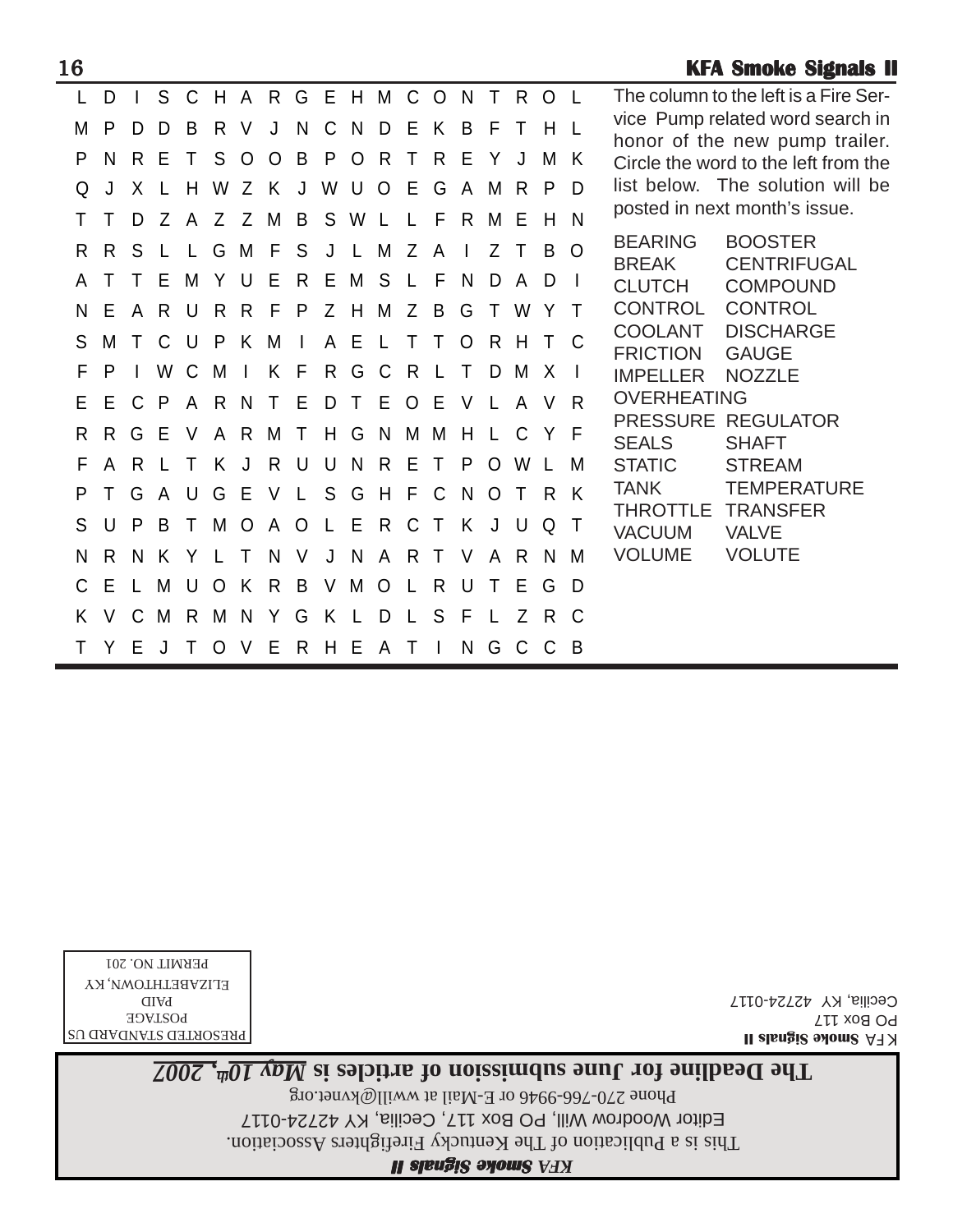| | | | | | | | | | | | | | | | | | |
|---|---|---|---|---|---|---|---|---|---|---|---|---|---|---|---|---|---|
| L | D | I | S | C | H | A | R | G | E | H | M | C | O | N | T | R | O | L |
| M | P | D | D | B | R | V | J | N | C | N | D | E | K | B | F | T | H | L |
| P | N | R | E | T | S | O | O | B | P | O | R | T | R | E | Y | J | M | K |
| Q | J | X | L | H | W | Z | K | J | W | U | O | E | G | A | M | R | P | D |
| T | T | D | Z | A | Z | Z | M | B | S | W | L | L | F | R | M | E | H | N |
| R | R | S | L | L | G | M | F | S | J | L | M | Z | A | I | Z | T | B | O |
| A | T | T | E | M | Y | U | E | R | E | M | S | L | F | N | D | A | D | I |
| N | E | A | R | U | R | R | F | P | Z | H | M | Z | B | G | T | W | Y | T |
| S | M | T | C | U | P | K | M | I | A | E | L | T | T | O | R | H | T | C |
| F | P | I | W | C | M | I | K | F | R | G | C | R | L | T | D | M | X | I |
| E | E | C | P | A | R | N | T | E | D | T | E | O | E | V | L | A | V | R |
| R | R | G | E | V | A | R | M | T | H | G | N | M | M | H | L | C | Y | F |
| F | A | R | L | T | K | J | R | U | U | N | R | E | T | P | O | W | L | M |
| P | T | G | A | U | G | E | V | L | S | G | H | F | C | N | O | T | R | K |
| S | U | P | B | T | M | O | A | O | L | E | R | C | T | K | J | U | Q | T |
| N | R | N | K | Y | L | T | N | V | J | N | A | R | T | V | A | R | N | M |
| C | E | L | M | U | O | K | R | B | V | M | O | L | R | U | T | E | G | D |
| K | V | C | M | R | M | N | Y | G | K | L | D | L | S | F | L | Z | R | C |
| T | Y | E | J | T | O | V | E | R | H | E | A | T | I | N | G | C | C | B |

The column to the left is a Fire Service Pump related word search in honor of the new pump trailer. Circle the word to the left from the list below. The solution will be posted in next month's issue.

| | |
|---|---|
| BEARING | BOOSTER |
| BREAK | CENTRIFUGAL |
| CLUTCH | COMPOUND |
| CONTROL | CONTROL |
| COOLANT | DISCHARGE |
| FRICTION | GAUGE |
| IMPELLER | NOZZLE |
| OVERHEATING | |
| PRESSURE | REGULATOR |
| SEALS | SHAFT |
| STATIC | STREAM |
| TANK | TEMPERATURE |
| THROTTLE | TRANSFER |
| VACUUM | VALVE |
| VOLUME | VOLUTE |

PRESORTED STANDARD US POSTAGE PAID ELIZABETHTOWN, KY PERMIT NO. 201

KFA Smoke Signals II
PO Box 117
Cecilia, KY 42724-0117

**The Deadline for June submission of articles is May 10th, 2007**

Phone 270-766-9946 or E-Mail at wwill@kvnet.org
Editor Woodrow Will, PO Box 117, Cecilia, KY 42724-0117
This is a Publication of The Kentucky Firefighters Association.
*KFA Smoke Signals II*